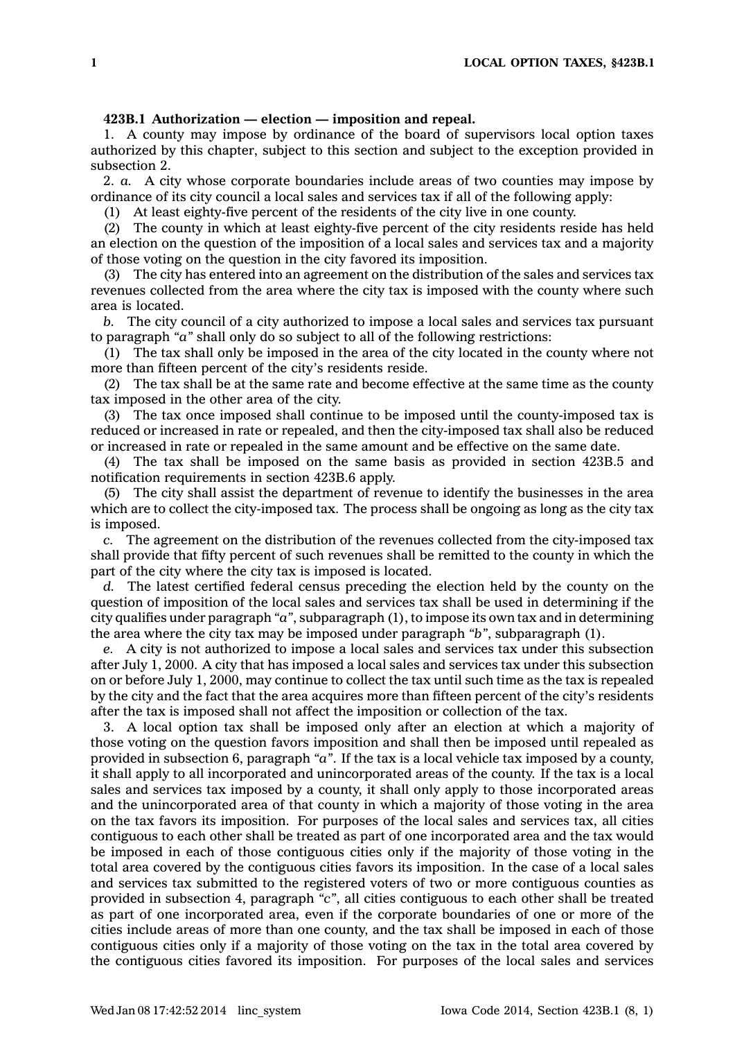**423B.1 Authorization — election — imposition and repeal.**

1. A county may impose by ordinance of the board of supervisors local option taxes authorized by this chapter, subject to this section and subject to the exception provided in subsection 2.

2. *a.* A city whose corporate boundaries include areas of two counties may impose by ordinance of its city council a local sales and services tax if all of the following apply:

(1) At least eighty-five percent of the residents of the city live in one county.

(2) The county in which at least eighty-five percent of the city residents reside has held an election on the question of the imposition of a local sales and services tax and a majority of those voting on the question in the city favored its imposition.

(3) The city has entered into an agreement on the distribution of the sales and services tax revenues collected from the area where the city tax is imposed with the county where such area is located.

*b.* The city council of a city authorized to impose a local sales and services tax pursuant to paragraph *"a"* shall only do so subject to all of the following restrictions:

(1) The tax shall only be imposed in the area of the city located in the county where not more than fifteen percent of the city's residents reside.

(2) The tax shall be at the same rate and become effective at the same time as the county tax imposed in the other area of the city.

(3) The tax once imposed shall continue to be imposed until the county-imposed tax is reduced or increased in rate or repealed, and then the city-imposed tax shall also be reduced or increased in rate or repealed in the same amount and be effective on the same date.

(4) The tax shall be imposed on the same basis as provided in section 423B.5 and notification requirements in section 423B.6 apply.

(5) The city shall assist the department of revenue to identify the businesses in the area which are to collect the city-imposed tax. The process shall be ongoing as long as the city tax is imposed.

*c.* The agreement on the distribution of the revenues collected from the city-imposed tax shall provide that fifty percent of such revenues shall be remitted to the county in which the part of the city where the city tax is imposed is located.

*d.* The latest certified federal census preceding the election held by the county on the question of imposition of the local sales and services tax shall be used in determining if the city qualifies under paragraph *"a"*, subparagraph (1), to impose its own tax and in determining the area where the city tax may be imposed under paragraph *"b"*, subparagraph (1).

*e.* A city is not authorized to impose a local sales and services tax under this subsection after July 1, 2000. A city that has imposed a local sales and services tax under this subsection on or before July 1, 2000, may continue to collect the tax until such time as the tax is repealed by the city and the fact that the area acquires more than fifteen percent of the city's residents after the tax is imposed shall not affect the imposition or collection of the tax.

3. A local option tax shall be imposed only after an election at which a majority of those voting on the question favors imposition and shall then be imposed until repealed as provided in subsection 6, paragraph *"a"*. If the tax is a local vehicle tax imposed by a county, it shall apply to all incorporated and unincorporated areas of the county. If the tax is a local sales and services tax imposed by a county, it shall only apply to those incorporated areas and the unincorporated area of that county in which a majority of those voting in the area on the tax favors its imposition. For purposes of the local sales and services tax, all cities contiguous to each other shall be treated as part of one incorporated area and the tax would be imposed in each of those contiguous cities only if the majority of those voting in the total area covered by the contiguous cities favors its imposition. In the case of a local sales and services tax submitted to the registered voters of two or more contiguous counties as provided in subsection 4, paragraph *"c"*, all cities contiguous to each other shall be treated as part of one incorporated area, even if the corporate boundaries of one or more of the cities include areas of more than one county, and the tax shall be imposed in each of those contiguous cities only if a majority of those voting on the tax in the total area covered by the contiguous cities favored its imposition. For purposes of the local sales and services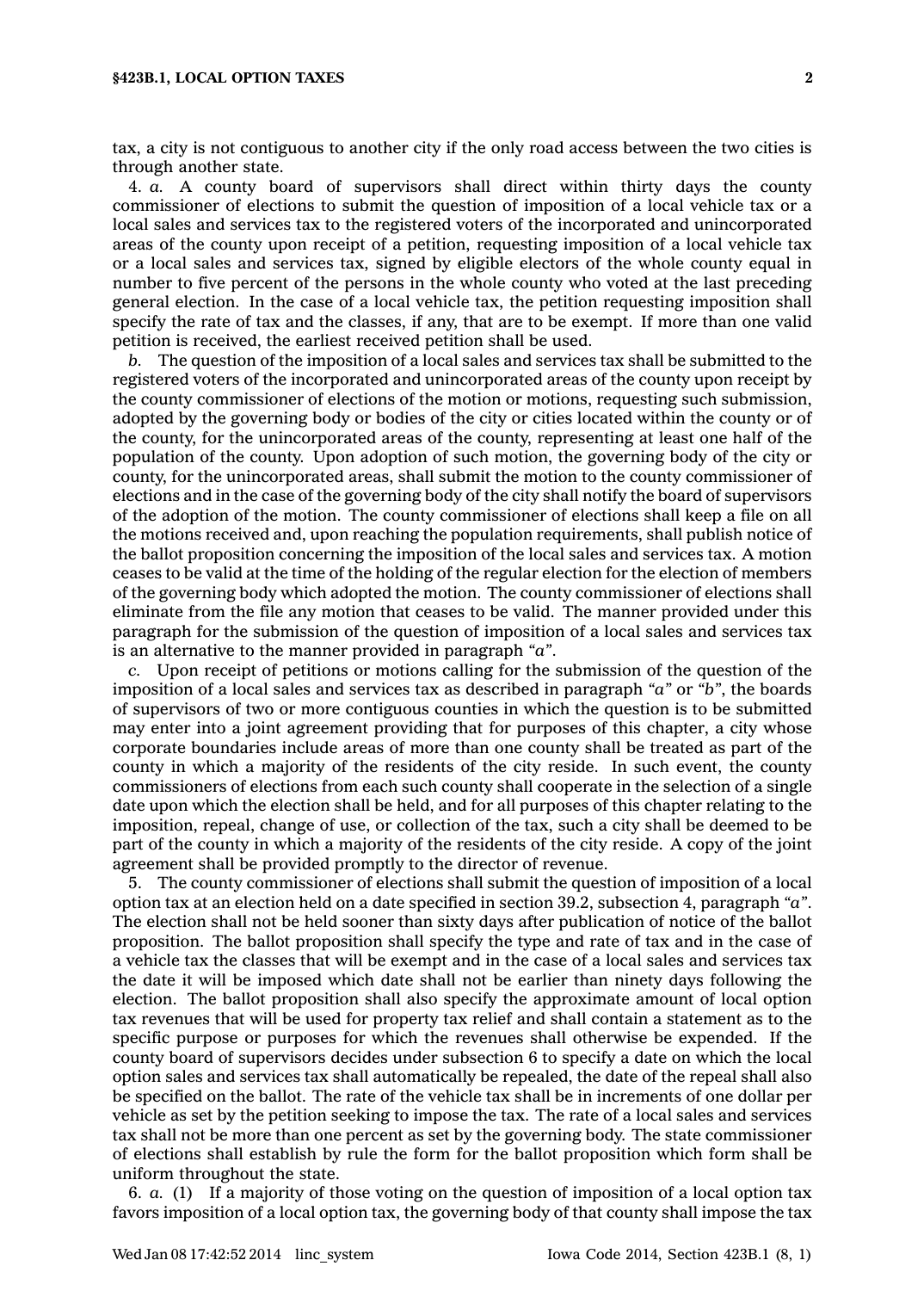tax, a city is not contiguous to another city if the only road access between the two cities is through another state.

4. *a.* A county board of supervisors shall direct within thirty days the county commissioner of elections to submit the question of imposition of a local vehicle tax or a local sales and services tax to the registered voters of the incorporated and unincorporated areas of the county upon receipt of a petition, requesting imposition of a local vehicle tax or a local sales and services tax, signed by eligible electors of the whole county equal in number to five percent of the persons in the whole county who voted at the last preceding general election. In the case of a local vehicle tax, the petition requesting imposition shall specify the rate of tax and the classes, if any, that are to be exempt. If more than one valid petition is received, the earliest received petition shall be used.

*b.* The question of the imposition of a local sales and services tax shall be submitted to the registered voters of the incorporated and unincorporated areas of the county upon receipt by the county commissioner of elections of the motion or motions, requesting such submission, adopted by the governing body or bodies of the city or cities located within the county or of the county, for the unincorporated areas of the county, representing at least one half of the population of the county. Upon adoption of such motion, the governing body of the city or county, for the unincorporated areas, shall submit the motion to the county commissioner of elections and in the case of the governing body of the city shall notify the board of supervisors of the adoption of the motion. The county commissioner of elections shall keep a file on all the motions received and, upon reaching the population requirements, shall publish notice of the ballot proposition concerning the imposition of the local sales and services tax. A motion ceases to be valid at the time of the holding of the regular election for the election of members of the governing body which adopted the motion. The county commissioner of elections shall eliminate from the file any motion that ceases to be valid. The manner provided under this paragraph for the submission of the question of imposition of a local sales and services tax is an alternative to the manner provided in paragraph *"a"*.

*c.* Upon receipt of petitions or motions calling for the submission of the question of the imposition of a local sales and services tax as described in paragraph *"a"* or *"b"*, the boards of supervisors of two or more contiguous counties in which the question is to be submitted may enter into a joint agreement providing that for purposes of this chapter, a city whose corporate boundaries include areas of more than one county shall be treated as part of the county in which a majority of the residents of the city reside. In such event, the county commissioners of elections from each such county shall cooperate in the selection of a single date upon which the election shall be held, and for all purposes of this chapter relating to the imposition, repeal, change of use, or collection of the tax, such a city shall be deemed to be part of the county in which a majority of the residents of the city reside. A copy of the joint agreement shall be provided promptly to the director of revenue.

5. The county commissioner of elections shall submit the question of imposition of a local option tax at an election held on a date specified in section 39.2, subsection 4, paragraph *"a"*. The election shall not be held sooner than sixty days after publication of notice of the ballot proposition. The ballot proposition shall specify the type and rate of tax and in the case of a vehicle tax the classes that will be exempt and in the case of a local sales and services tax the date it will be imposed which date shall not be earlier than ninety days following the election. The ballot proposition shall also specify the approximate amount of local option tax revenues that will be used for property tax relief and shall contain a statement as to the specific purpose or purposes for which the revenues shall otherwise be expended. If the county board of supervisors decides under subsection 6 to specify a date on which the local option sales and services tax shall automatically be repealed, the date of the repeal shall also be specified on the ballot. The rate of the vehicle tax shall be in increments of one dollar per vehicle as set by the petition seeking to impose the tax. The rate of a local sales and services tax shall not be more than one percent as set by the governing body. The state commissioner of elections shall establish by rule the form for the ballot proposition which form shall be uniform throughout the state.

6. *a.* (1) If a majority of those voting on the question of imposition of a local option tax favors imposition of a local option tax, the governing body of that county shall impose the tax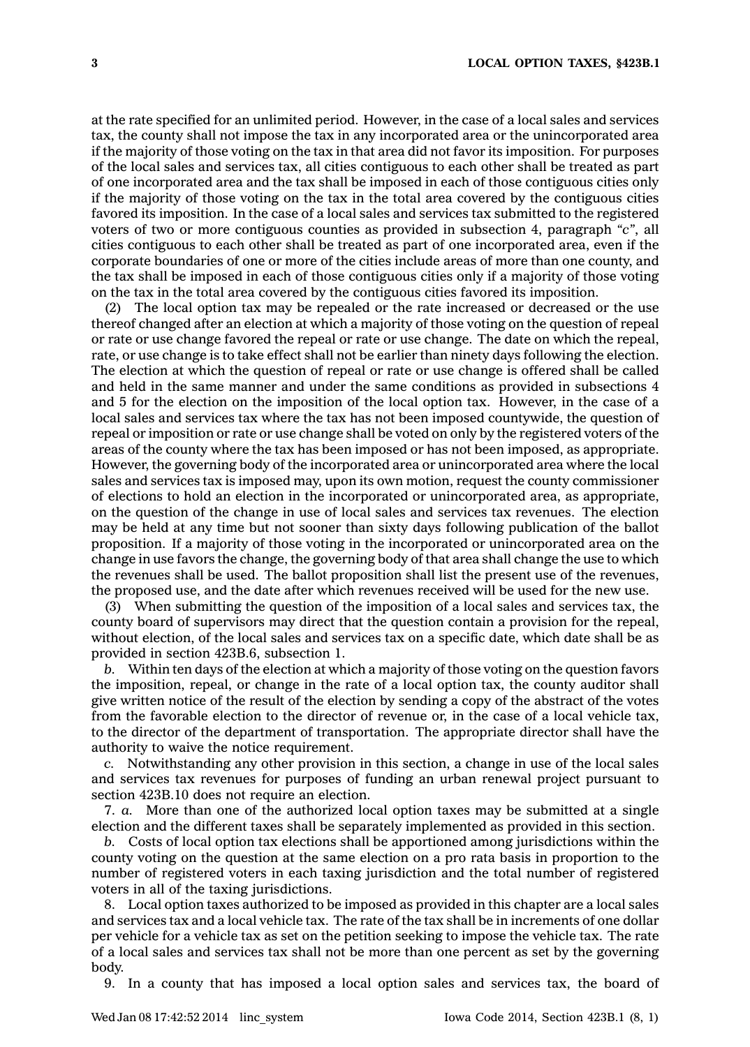at the rate specified for an unlimited period. However, in the case of a local sales and services tax, the county shall not impose the tax in any incorporated area or the unincorporated area if the majority of those voting on the tax in that area did not favor its imposition. For purposes of the local sales and services tax, all cities contiguous to each other shall be treated as part of one incorporated area and the tax shall be imposed in each of those contiguous cities only if the majority of those voting on the tax in the total area covered by the contiguous cities favored its imposition. In the case of a local sales and services tax submitted to the registered voters of two or more contiguous counties as provided in subsection 4, paragraph *"c"*, all cities contiguous to each other shall be treated as part of one incorporated area, even if the corporate boundaries of one or more of the cities include areas of more than one county, and the tax shall be imposed in each of those contiguous cities only if a majority of those voting on the tax in the total area covered by the contiguous cities favored its imposition.

(2) The local option tax may be repealed or the rate increased or decreased or the use thereof changed after an election at which a majority of those voting on the question of repeal or rate or use change favored the repeal or rate or use change. The date on which the repeal, rate, or use change is to take effect shall not be earlier than ninety days following the election. The election at which the question of repeal or rate or use change is offered shall be called and held in the same manner and under the same conditions as provided in subsections 4 and 5 for the election on the imposition of the local option tax. However, in the case of a local sales and services tax where the tax has not been imposed countywide, the question of repeal or imposition or rate or use change shall be voted on only by the registered voters of the areas of the county where the tax has been imposed or has not been imposed, as appropriate. However, the governing body of the incorporated area or unincorporated area where the local sales and services tax is imposed may, upon its own motion, request the county commissioner of elections to hold an election in the incorporated or unincorporated area, as appropriate, on the question of the change in use of local sales and services tax revenues. The election may be held at any time but not sooner than sixty days following publication of the ballot proposition. If a majority of those voting in the incorporated or unincorporated area on the change in use favors the change, the governing body of that area shall change the use to which the revenues shall be used. The ballot proposition shall list the present use of the revenues, the proposed use, and the date after which revenues received will be used for the new use.

(3) When submitting the question of the imposition of a local sales and services tax, the county board of supervisors may direct that the question contain a provision for the repeal, without election, of the local sales and services tax on a specific date, which date shall be as provided in section 423B.6, subsection 1.

*b.* Within ten days of the election at which a majority of those voting on the question favors the imposition, repeal, or change in the rate of a local option tax, the county auditor shall give written notice of the result of the election by sending a copy of the abstract of the votes from the favorable election to the director of revenue or, in the case of a local vehicle tax, to the director of the department of transportation. The appropriate director shall have the authority to waive the notice requirement.

*c.* Notwithstanding any other provision in this section, a change in use of the local sales and services tax revenues for purposes of funding an urban renewal project pursuant to section 423B.10 does not require an election.

7. *a.* More than one of the authorized local option taxes may be submitted at a single election and the different taxes shall be separately implemented as provided in this section.

*b.* Costs of local option tax elections shall be apportioned among jurisdictions within the county voting on the question at the same election on a pro rata basis in proportion to the number of registered voters in each taxing jurisdiction and the total number of registered voters in all of the taxing jurisdictions.

8. Local option taxes authorized to be imposed as provided in this chapter are a local sales and services tax and a local vehicle tax. The rate of the tax shall be in increments of one dollar per vehicle for a vehicle tax as set on the petition seeking to impose the vehicle tax. The rate of a local sales and services tax shall not be more than one percent as set by the governing body.

9. In a county that has imposed a local option sales and services tax, the board of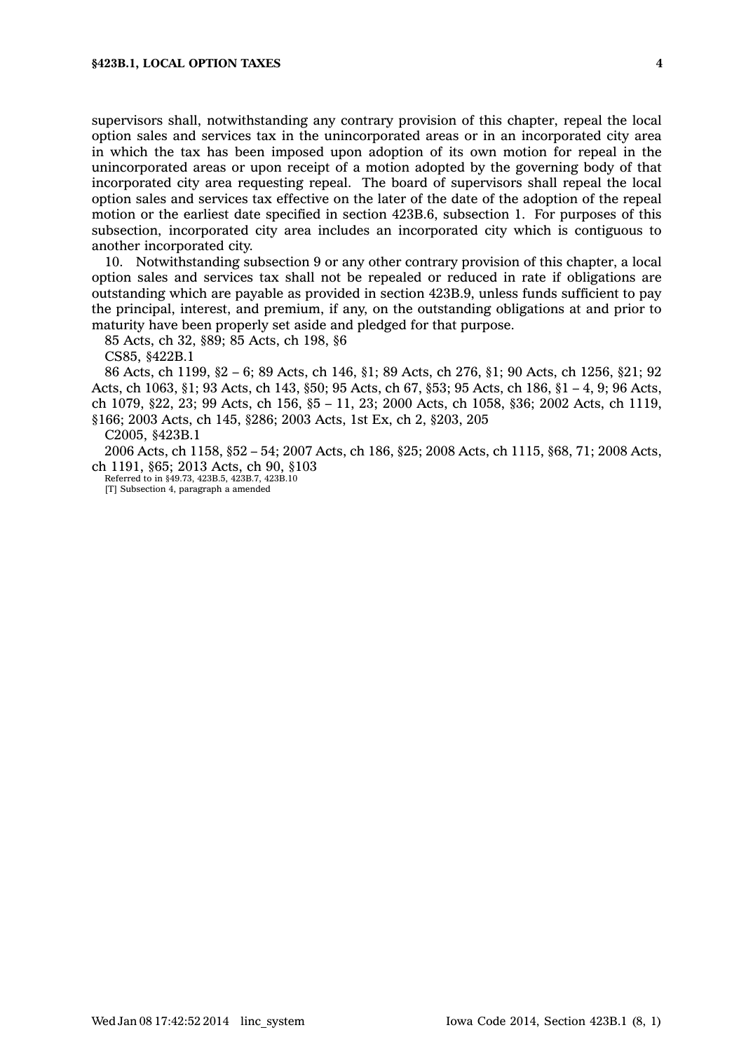supervisors shall, notwithstanding any contrary provision of this chapter, repeal the local option sales and services tax in the unincorporated areas or in an incorporated city area in which the tax has been imposed upon adoption of its own motion for repeal in the unincorporated areas or upon receipt of a motion adopted by the governing body of that incorporated city area requesting repeal. The board of supervisors shall repeal the local option sales and services tax effective on the later of the date of the adoption of the repeal motion or the earliest date specified in section 423B.6, subsection 1. For purposes of this subsection, incorporated city area includes an incorporated city which is contiguous to another incorporated city.

10. Notwithstanding subsection 9 or any other contrary provision of this chapter, a local option sales and services tax shall not be repealed or reduced in rate if obligations are outstanding which are payable as provided in section 423B.9, unless funds sufficient to pay the principal, interest, and premium, if any, on the outstanding obligations at and prior to maturity have been properly set aside and pledged for that purpose.

85 Acts, ch 32, §89; 85 Acts, ch 198, §6

CS85, §422B.1

86 Acts, ch 1199, §2 – 6; 89 Acts, ch 146, §1; 89 Acts, ch 276, §1; 90 Acts, ch 1256, §21; 92 Acts, ch 1063, §1; 93 Acts, ch 143, §50; 95 Acts, ch 67, §53; 95 Acts, ch 186, §1 – 4, 9; 96 Acts, ch 1079, §22, 23; 99 Acts, ch 156, §5 – 11, 23; 2000 Acts, ch 1058, §36; 2002 Acts, ch 1119, §166; 2003 Acts, ch 145, §286; 2003 Acts, 1st Ex, ch 2, §203, 205

C2005, §423B.1

2006 Acts, ch 1158, §52 – 54; 2007 Acts, ch 186, §25; 2008 Acts, ch 1115, §68, 71; 2008 Acts, ch 1191, §65; 2013 Acts, ch 90, §103

Referred to in §49.73, 423B.5, 423B.7, 423B.10

[T] Subsection 4, paragraph a amended